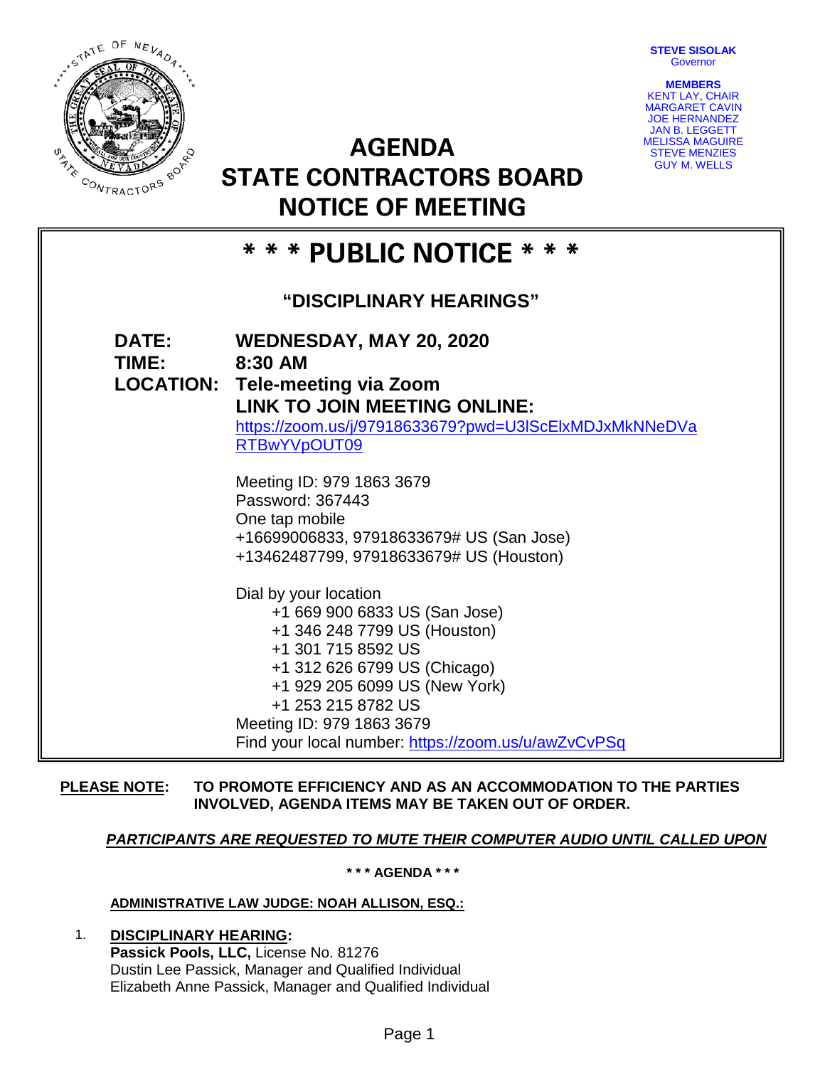STEVE SISOLAK
Governor

MEMBERS
KENT LAY, CHAIR
MARGARET CAVIN
JOE HERNANDEZ
JAN B. LEGGETT
MELISSA MAGUIRE
STEVE MENZIES
GUY M. WELLS

# AGENDA
# STATE CONTRACTORS BOARD
# NOTICE OF MEETING

## * * * PUBLIC NOTICE * * *

### "DISCIPLINARY HEARINGS"

**DATE:** **WEDNESDAY, MAY 20, 2020**
**TIME:** **8:30 AM**
**LOCATION:** **Tele-meeting via Zoom**
**LINK TO JOIN MEETING ONLINE:**
https://zoom.us/j/97918633679?pwd=U3lScElxMDJxMkNNeDVaRTBwYVpOUT09

Meeting ID: 979 1863 3679
Password: 367443
One tap mobile
+16699006833, 97918633679# US (San Jose)
+13462487799, 97918633679# US (Houston)

Dial by your location
+1 669 900 6833 US (San Jose)
+1 346 248 7799 US (Houston)
+1 301 715 8592 US
+1 312 626 6799 US (Chicago)
+1 929 205 6099 US (New York)
+1 253 215 8782 US
Meeting ID: 979 1863 3679
Find your local number: https://zoom.us/u/awZvCvPSq

**PLEASE NOTE:** **TO PROMOTE EFFICIENCY AND AS AN ACCOMMODATION TO THE PARTIES INVOLVED, AGENDA ITEMS MAY BE TAKEN OUT OF ORDER.**

***PARTICIPANTS ARE REQUESTED TO MUTE THEIR COMPUTER AUDIO UNTIL CALLED UPON***

**\* \* \* AGENDA \* \* \***

**ADMINISTRATIVE LAW JUDGE: NOAH ALLISON, ESQ.:**

1. **DISCIPLINARY HEARING:**
   **Passick Pools, LLC,** License No. 81276
   Dustin Lee Passick, Manager and Qualified Individual
   Elizabeth Anne Passick, Manager and Qualified Individual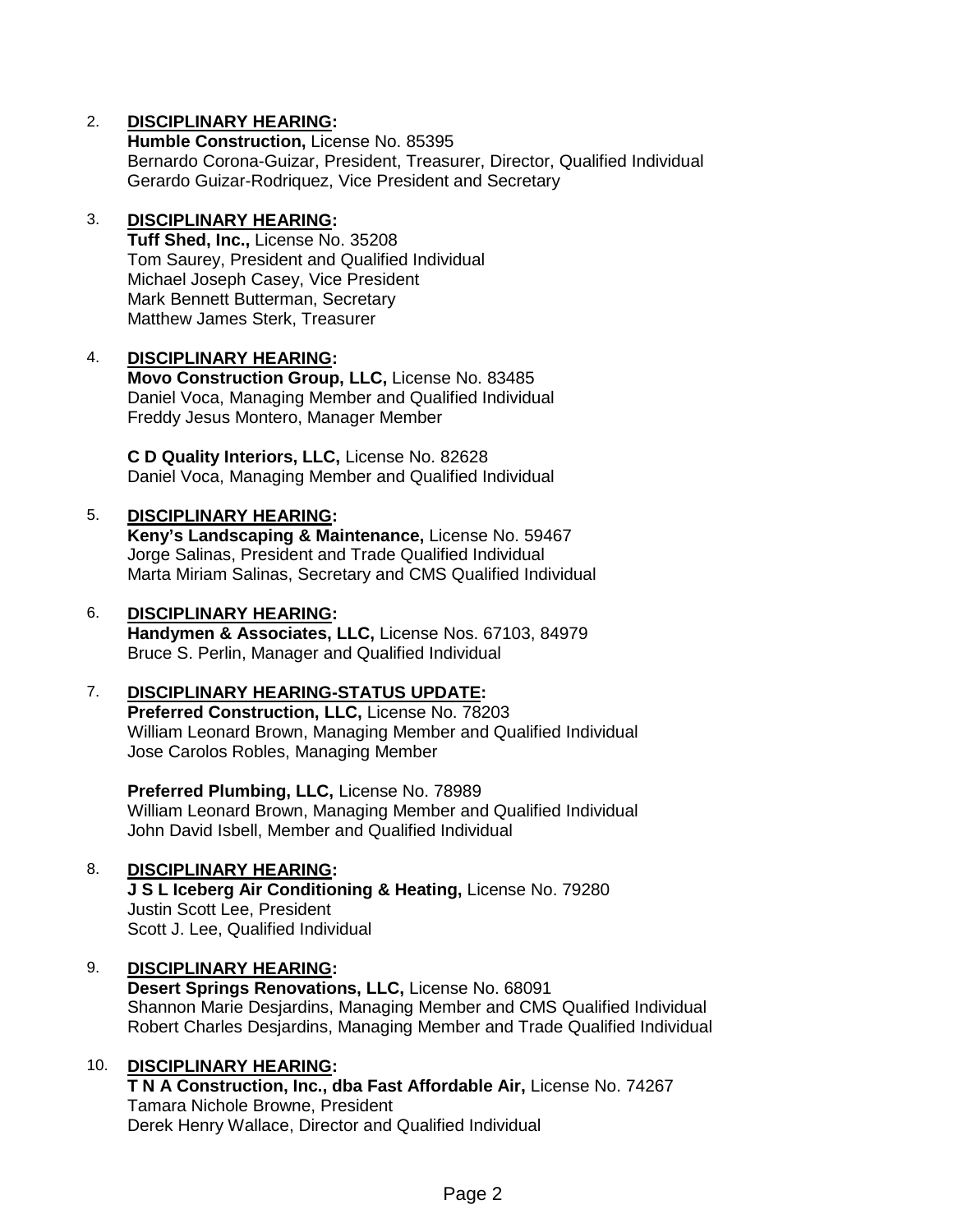2. **<u>DISCIPLINARY HEARING</u>:**
   **Humble Construction,** License No. 85395
   Bernardo Corona-Guizar, President, Treasurer, Director, Qualified Individual
   Gerardo Guizar-Rodriquez, Vice President and Secretary

3. **<u>DISCIPLINARY HEARING</u>:**
   **Tuff Shed, Inc.,** License No. 35208
   Tom Saurey, President and Qualified Individual
   Michael Joseph Casey, Vice President
   Mark Bennett Butterman, Secretary
   Matthew James Sterk, Treasurer

4. **<u>DISCIPLINARY HEARING</u>:**
   **Movo Construction Group, LLC,** License No. 83485
   Daniel Voca, Managing Member and Qualified Individual
   Freddy Jesus Montero, Manager Member

   **C D Quality Interiors, LLC,** License No. 82628
   Daniel Voca, Managing Member and Qualified Individual

5. **<u>DISCIPLINARY HEARING</u>:**
   **Keny's Landscaping & Maintenance,** License No. 59467
   Jorge Salinas, President and Trade Qualified Individual
   Marta Miriam Salinas, Secretary and CMS Qualified Individual

6. **<u>DISCIPLINARY HEARING</u>:**
   **Handymen & Associates, LLC,** License Nos. 67103, 84979
   Bruce S. Perlin, Manager and Qualified Individual

7. **<u>DISCIPLINARY HEARING-STATUS UPDATE</u>:**
   **Preferred Construction, LLC,** License No. 78203
   William Leonard Brown, Managing Member and Qualified Individual
   Jose Carolos Robles, Managing Member

   **Preferred Plumbing, LLC,** License No. 78989
   William Leonard Brown, Managing Member and Qualified Individual
   John David Isbell, Member and Qualified Individual

8. **<u>DISCIPLINARY HEARING</u>:**
   **J S L Iceberg Air Conditioning & Heating,** License No. 79280
   Justin Scott Lee, President
   Scott J. Lee, Qualified Individual

9. **<u>DISCIPLINARY HEARING</u>:**
   **Desert Springs Renovations, LLC,** License No. 68091
   Shannon Marie Desjardins, Managing Member and CMS Qualified Individual
   Robert Charles Desjardins, Managing Member and Trade Qualified Individual

10. **<u>DISCIPLINARY HEARING</u>:**
    **T N A Construction, Inc., dba Fast Affordable Air,** License No. 74267
    Tamara Nichole Browne, President
    Derek Henry Wallace, Director and Qualified Individual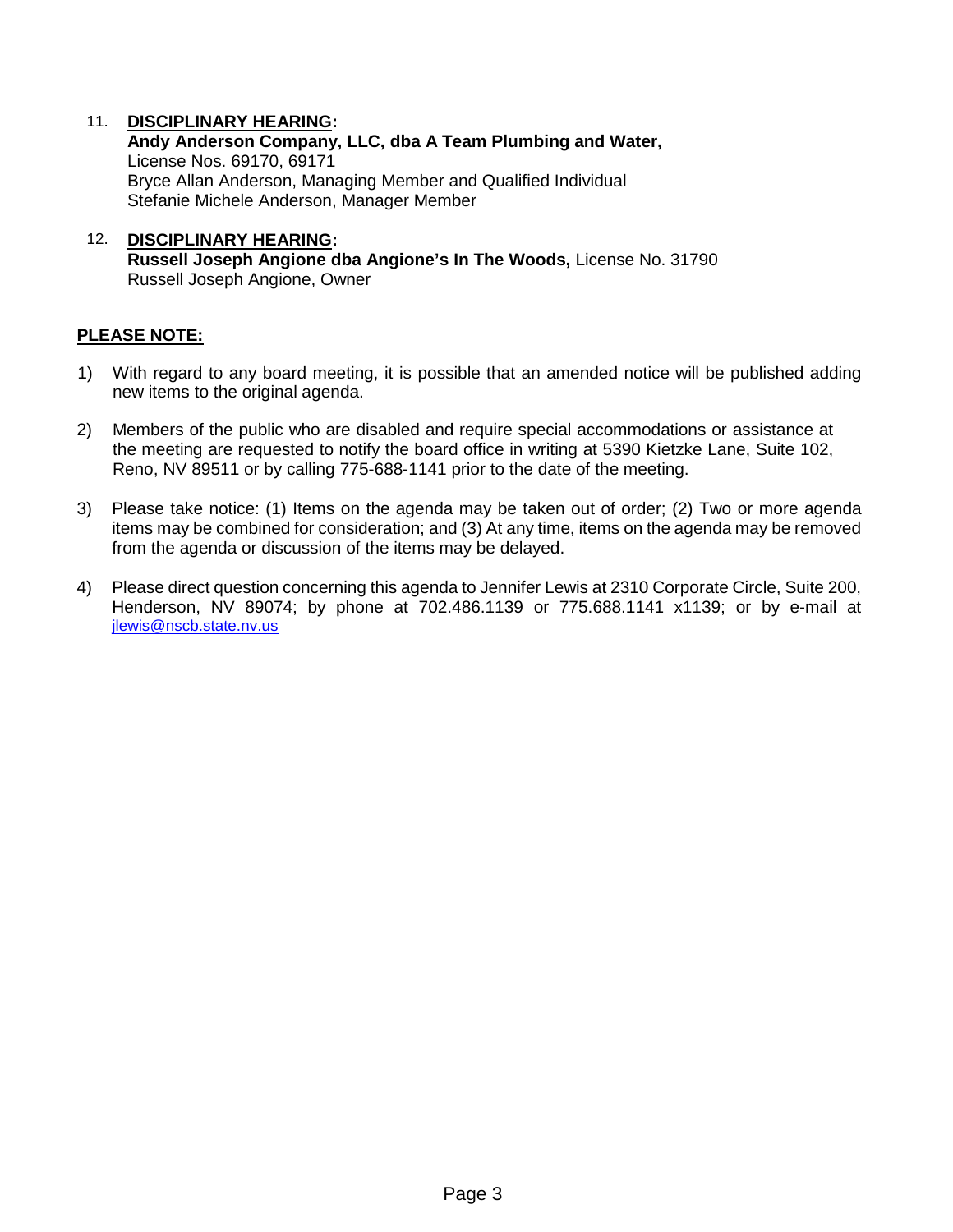11. **<u>DISCIPLINARY HEARING</u>:**
 **Andy Anderson Company, LLC, dba A Team Plumbing and Water,**
 License Nos. 69170, 69171
 Bryce Allan Anderson, Managing Member and Qualified Individual
 Stefanie Michele Anderson, Manager Member

12. **<u>DISCIPLINARY HEARING</u>:**
 **Russell Joseph Angione dba Angione's In The Woods,** License No. 31790
 Russell Joseph Angione, Owner

**<u>PLEASE NOTE:</u>**

1) With regard to any board meeting, it is possible that an amended notice will be published adding new items to the original agenda.

2) Members of the public who are disabled and require special accommodations or assistance at the meeting are requested to notify the board office in writing at 5390 Kietzke Lane, Suite 102, Reno, NV 89511 or by calling 775-688-1141 prior to the date of the meeting.

3) Please take notice: (1) Items on the agenda may be taken out of order; (2) Two or more agenda items may be combined for consideration; and (3) At any time, items on the agenda may be removed from the agenda or discussion of the items may be delayed.

4) Please direct question concerning this agenda to Jennifer Lewis at 2310 Corporate Circle, Suite 200, Henderson, NV 89074; by phone at 702.486.1139 or 775.688.1141 x1139; or by e-mail at jlewis@nscb.state.nv.us